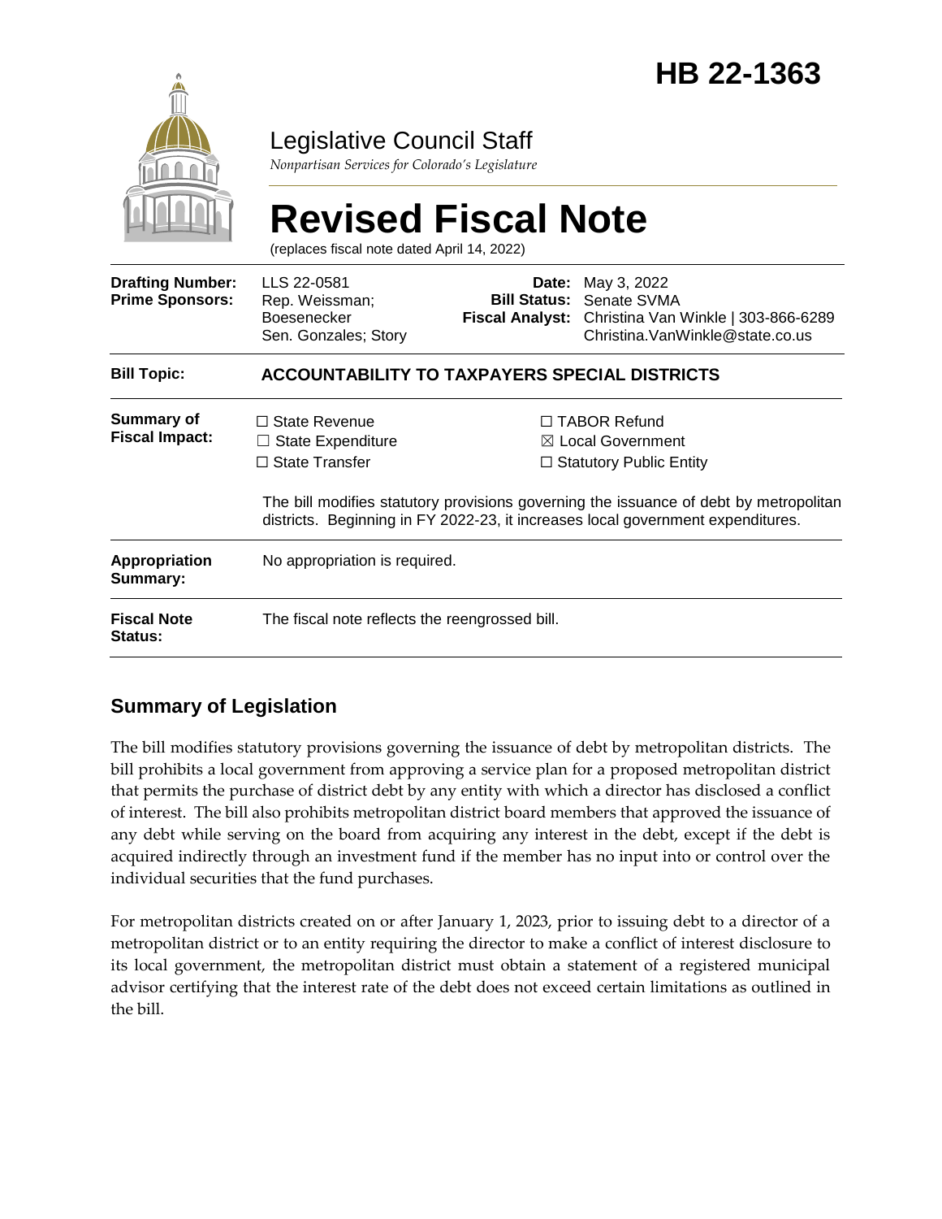# HB 22-1363

Legislative Council Staff

*Nonpartisan Services for Colorado's Legislature*

# Revised Fiscal Note

(replaces fiscal note dated April 14, 2022)

| | | | |
|---|---|---|---|
| **Drafting Number:** | LLS 22-0581 | **Date:** | May 3, 2022 |
| **Prime Sponsors:** | Rep. Weissman; Boesenecker<br>Sen. Gonzales; Story | **Bill Status:** | Senate SVMA |
| | | **Fiscal Analyst:** | Christina Van Winkle \| 303-866-6289<br>Christina.VanWinkle@state.co.us |

| | |
|---|---|
| **Bill Topic:** | **ACCOUNTABILITY TO TAXPAYERS SPECIAL DISTRICTS** |
| **Summary of Fiscal Impact:** | ☐ State Revenue ☐ State Expenditure ☐ State Transfer ☐ TABOR Refund ☒ Local Government ☐ Statutory Public Entity<br><br>The bill modifies statutory provisions governing the issuance of debt by metropolitan districts. Beginning in FY 2022-23, it increases local government expenditures. |
| **Appropriation Summary:** | No appropriation is required. |
| **Fiscal Note Status:** | The fiscal note reflects the reengrossed bill. |

## Summary of Legislation

The bill modifies statutory provisions governing the issuance of debt by metropolitan districts. The bill prohibits a local government from approving a service plan for a proposed metropolitan district that permits the purchase of district debt by any entity with which a director has disclosed a conflict of interest. The bill also prohibits metropolitan district board members that approved the issuance of any debt while serving on the board from acquiring any interest in the debt, except if the debt is acquired indirectly through an investment fund if the member has no input into or control over the individual securities that the fund purchases.

For metropolitan districts created on or after January 1, 2023, prior to issuing debt to a director of a metropolitan district or to an entity requiring the director to make a conflict of interest disclosure to its local government, the metropolitan district must obtain a statement of a registered municipal advisor certifying that the interest rate of the debt does not exceed certain limitations as outlined in the bill.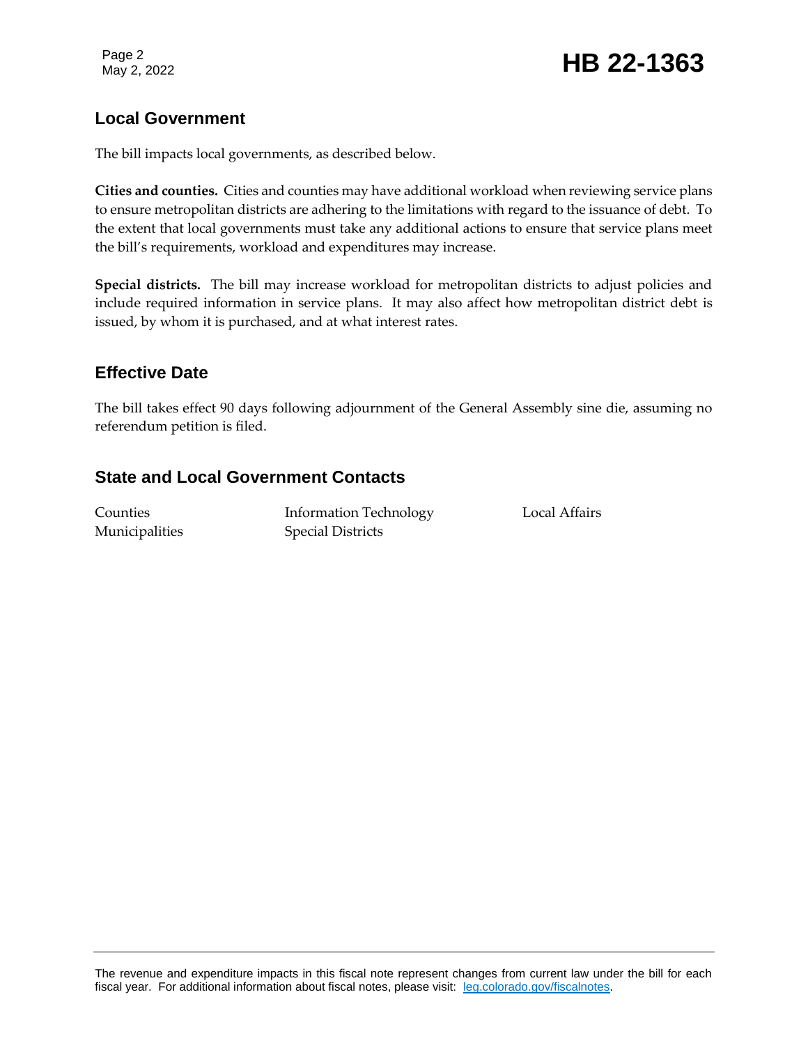## Local Government

The bill impacts local governments, as described below.

**Cities and counties.** Cities and counties may have additional workload when reviewing service plans to ensure metropolitan districts are adhering to the limitations with regard to the issuance of debt. To the extent that local governments must take any additional actions to ensure that service plans meet the bill's requirements, workload and expenditures may increase.

**Special districts.** The bill may increase workload for metropolitan districts to adjust policies and include required information in service plans. It may also affect how metropolitan district debt is issued, by whom it is purchased, and at what interest rates.

## Effective Date

The bill takes effect 90 days following adjournment of the General Assembly sine die, assuming no referendum petition is filed.

## State and Local Government Contacts

| | | |
|---|---|---|
| Counties | Information Technology | Local Affairs |
| Municipalities | Special Districts | |

The revenue and expenditure impacts in this fiscal note represent changes from current law under the bill for each fiscal year. For additional information about fiscal notes, please visit: leg.colorado.gov/fiscalnotes.